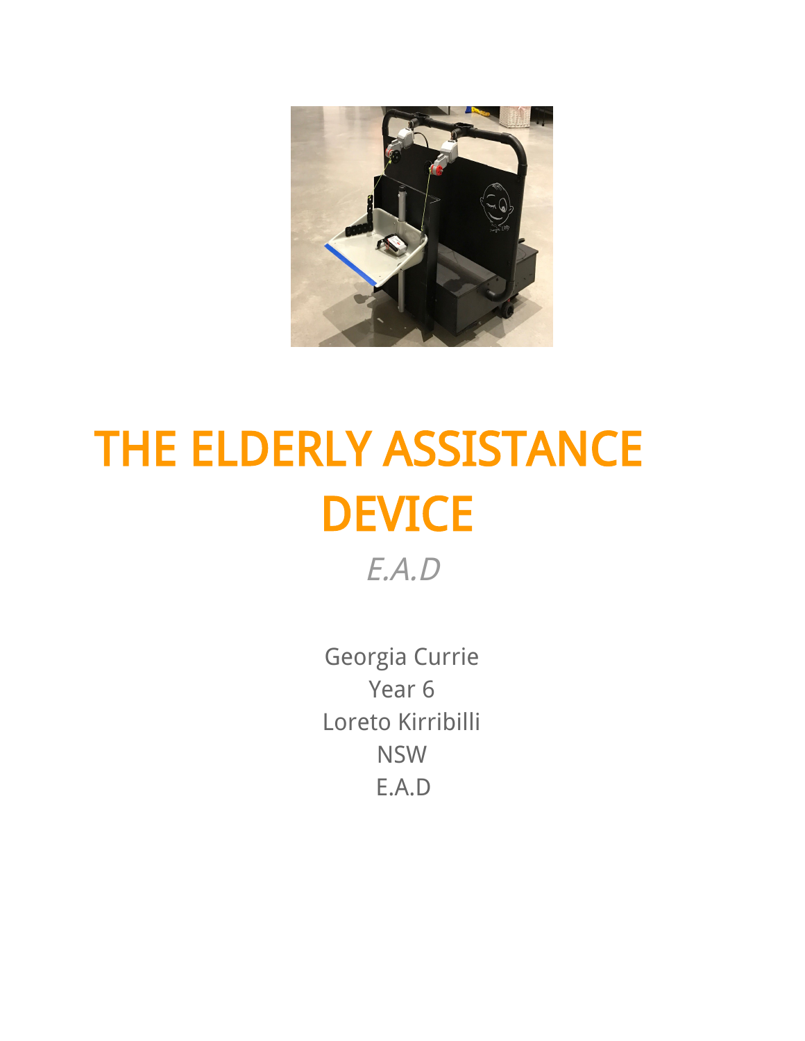# THE ELDERLY ASSISTANCE DEVICE

*E.A.D*

Georgia Currie
Year 6
Loreto Kirribilli
NSW
E.A.D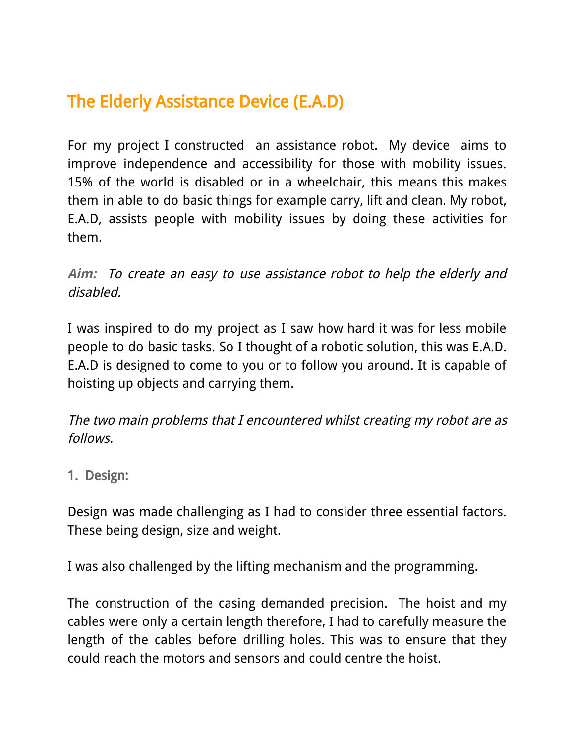# The Elderly Assistance Device (E.A.D)

For my project I constructed an assistance robot. My device aims to improve independence and accessibility for those with mobility issues. 15% of the world is disabled or in a wheelchair, this means this makes them in able to do basic things for example carry, lift and clean. My robot, E.A.D, assists people with mobility issues by doing these activities for them.

***Aim:*** *To create an easy to use assistance robot to help the elderly and disabled.*

I was inspired to do my project as I saw how hard it was for less mobile people to do basic tasks. So I thought of a robotic solution, this was E.A.D. E.A.D is designed to come to you or to follow you around. It is capable of hoisting up objects and carrying them.

*The two main problems that I encountered whilst creating my robot are as follows.*

### 1. Design:

Design was made challenging as I had to consider three essential factors. These being design, size and weight.

I was also challenged by the lifting mechanism and the programming.

The construction of the casing demanded precision. The hoist and my cables were only a certain length therefore, I had to carefully measure the length of the cables before drilling holes. This was to ensure that they could reach the motors and sensors and could centre the hoist.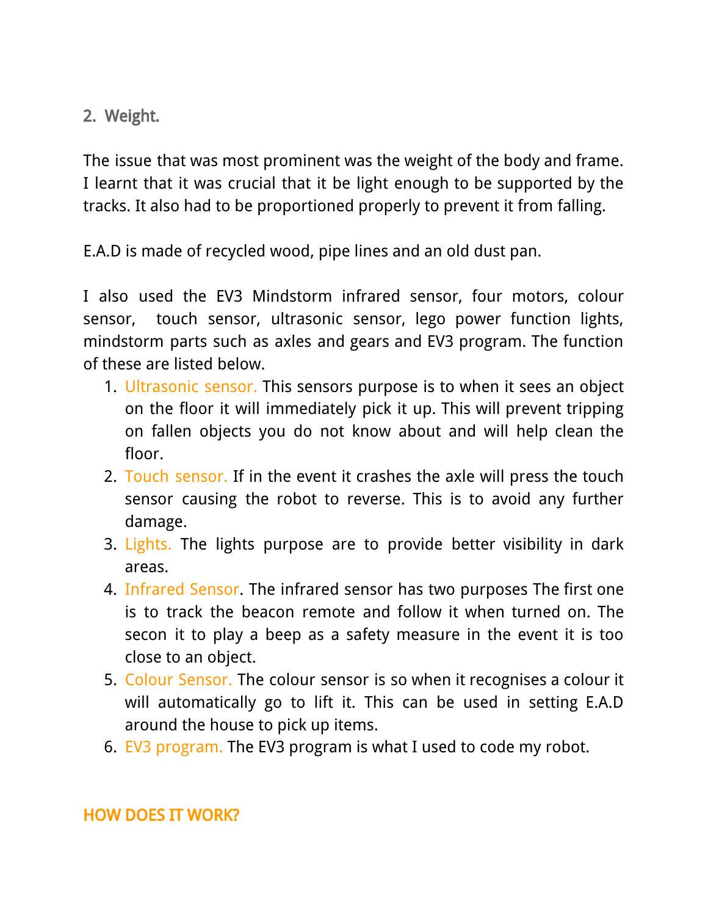## 2. Weight.

The issue that was most prominent was the weight of the body and frame. I learnt that it was crucial that it be light enough to be supported by the tracks. It also had to be proportioned properly to prevent it from falling.

E.A.D is made of recycled wood, pipe lines and an old dust pan.

I also used the EV3 Mindstorm infrared sensor, four motors, colour sensor, touch sensor, ultrasonic sensor, lego power function lights, mindstorm parts such as axles and gears and EV3 program. The function of these are listed below.

1. Ultrasonic sensor. This sensors purpose is to when it sees an object on the floor it will immediately pick it up. This will prevent tripping on fallen objects you do not know about and will help clean the floor.
2. Touch sensor. If in the event it crashes the axle will press the touch sensor causing the robot to reverse. This is to avoid any further damage.
3. Lights. The lights purpose are to provide better visibility in dark areas.
4. Infrared Sensor. The infrared sensor has two purposes The first one is to track the beacon remote and follow it when turned on. The secon it to play a beep as a safety measure in the event it is too close to an object.
5. Colour Sensor. The colour sensor is so when it recognises a colour it will automatically go to lift it. This can be used in setting E.A.D around the house to pick up items.
6. EV3 program. The EV3 program is what I used to code my robot.

## HOW DOES IT WORK?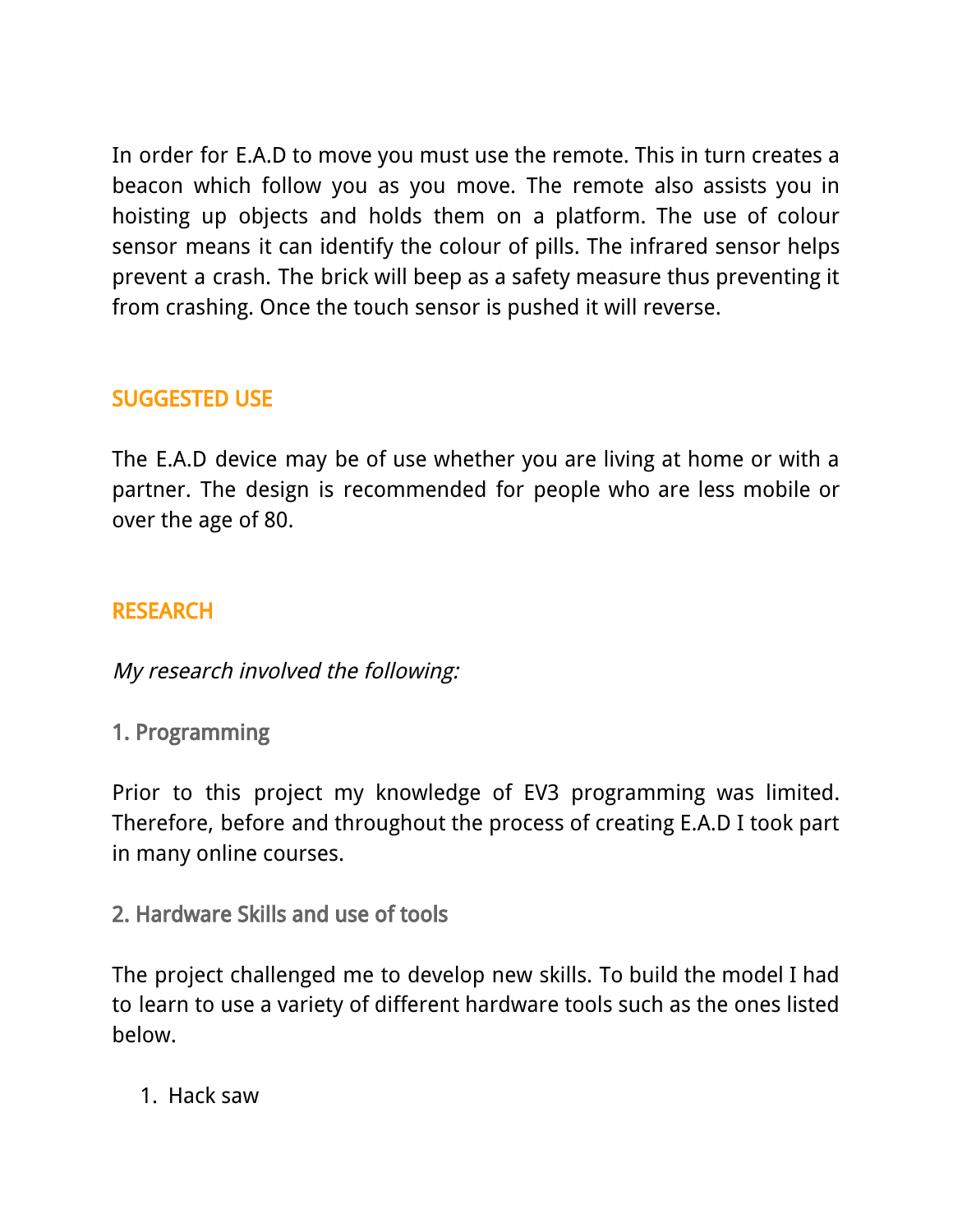In order for E.A.D to move you must use the remote. This in turn creates a beacon which follow you as you move. The remote also assists you in hoisting up objects and holds them on a platform. The use of colour sensor means it can identify the colour of pills. The infrared sensor helps prevent a crash. The brick will beep as a safety measure thus preventing it from crashing. Once the touch sensor is pushed it will reverse.

## SUGGESTED USE

The E.A.D device may be of use whether you are living at home or with a partner. The design is recommended for people who are less mobile or over the age of 80.

## RESEARCH

*My research involved the following:*

### 1. Programming

Prior to this project my knowledge of EV3 programming was limited. Therefore, before and throughout the process of creating E.A.D I took part in many online courses.

### 2. Hardware Skills and use of tools

The project challenged me to develop new skills. To build the model I had to learn to use a variety of different hardware tools such as the ones listed below.

1. Hack saw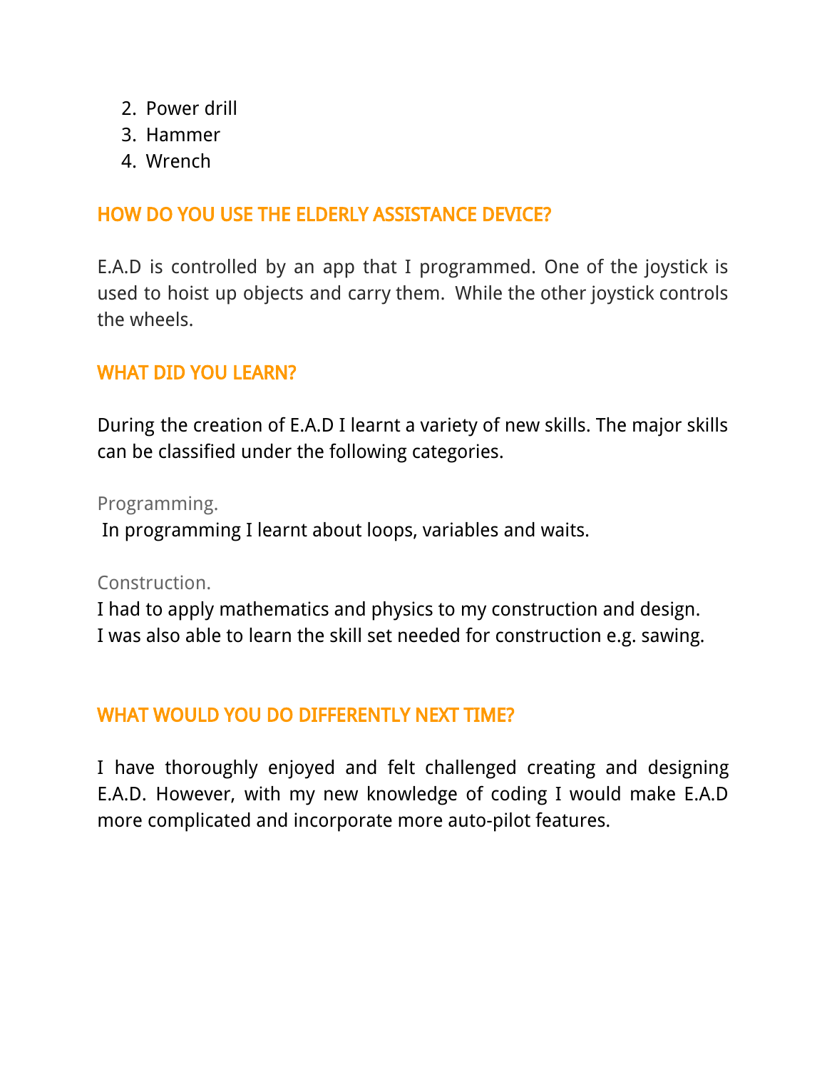2. Power drill
3. Hammer
4. Wrench

## HOW DO YOU USE THE ELDERLY ASSISTANCE DEVICE?

E.A.D is controlled by an app that I programmed. One of the joystick is used to hoist up objects and carry them. While the other joystick controls the wheels.

## WHAT DID YOU LEARN?

During the creation of E.A.D I learnt a variety of new skills. The major skills can be classified under the following categories.

### Programming.

In programming I learnt about loops, variables and waits.

### Construction.

I had to apply mathematics and physics to my construction and design.
I was also able to learn the skill set needed for construction e.g. sawing.

## WHAT WOULD YOU DO DIFFERENTLY NEXT TIME?

I have thoroughly enjoyed and felt challenged creating and designing E.A.D. However, with my new knowledge of coding I would make E.A.D more complicated and incorporate more auto-pilot features.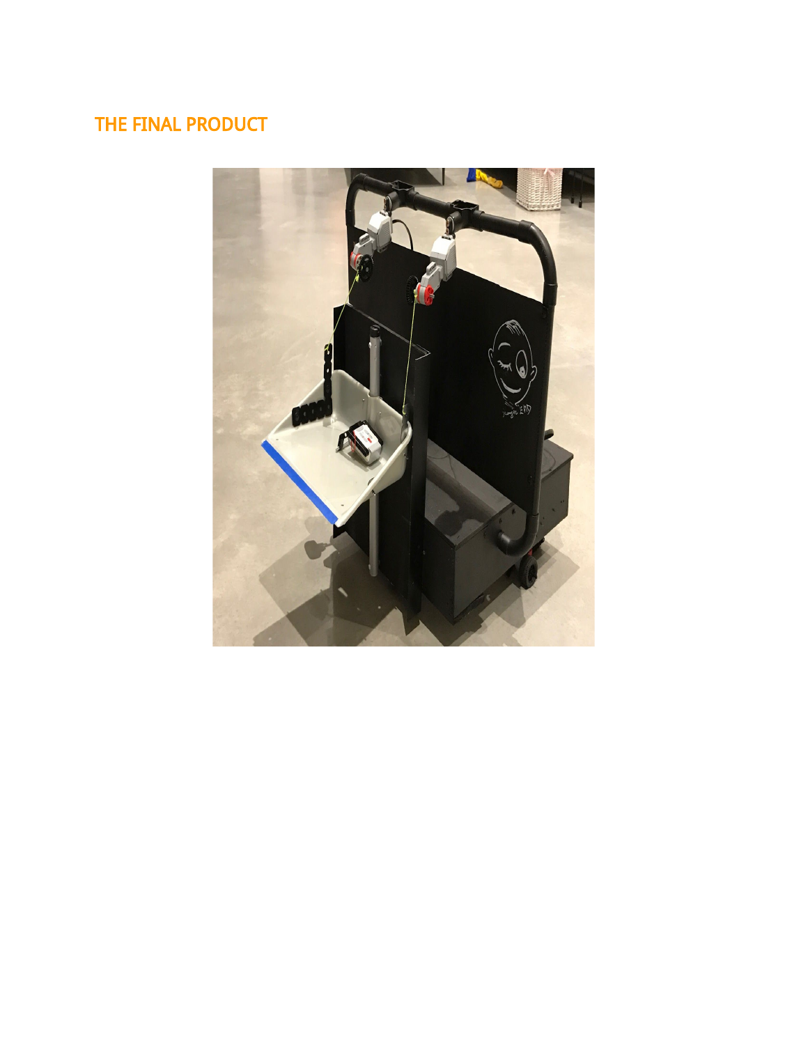## THE FINAL PRODUCT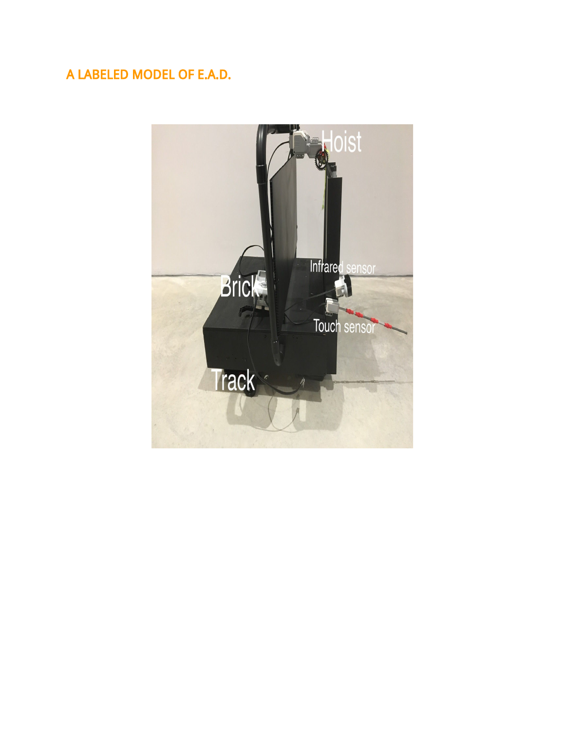## A LABELED MODEL OF E.A.D.